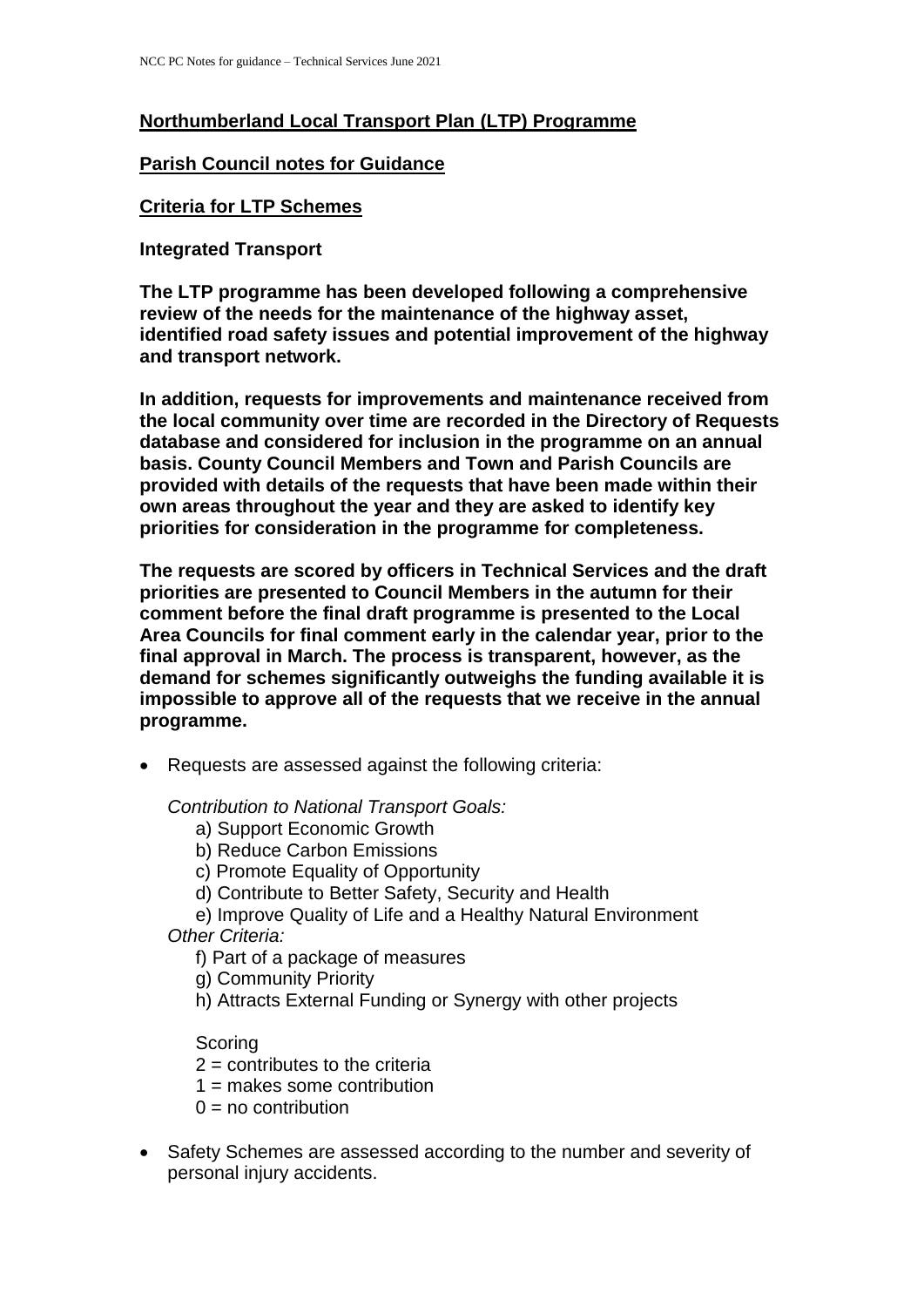**Northumberland Local Transport Plan (LTP) Programme**

**Parish Council notes for Guidance**

**Criteria for LTP Schemes**

**Integrated Transport**

**The LTP programme has been developed following a comprehensive review of the needs for the maintenance of the highway asset, identified road safety issues and potential improvement of the highway and transport network.**

**In addition, requests for improvements and maintenance received from the local community over time are recorded in the Directory of Requests database and considered for inclusion in the programme on an annual basis. County Council Members and Town and Parish Councils are provided with details of the requests that have been made within their own areas throughout the year and they are asked to identify key priorities for consideration in the programme for completeness.**

**The requests are scored by officers in Technical Services and the draft priorities are presented to Council Members in the autumn for their comment before the final draft programme is presented to the Local Area Councils for final comment early in the calendar year, prior to the final approval in March. The process is transparent, however, as the demand for schemes significantly outweighs the funding available it is impossible to approve all of the requests that we receive in the annual programme.**

- Requests are assessed against the following criteria:

  *Contribution to National Transport Goals:*
  - a) Support Economic Growth
  - b) Reduce Carbon Emissions
  - c) Promote Equality of Opportunity
  - d) Contribute to Better Safety, Security and Health
  - e) Improve Quality of Life and a Healthy Natural Environment

  *Other Criteria:*
  - f) Part of a package of measures
  - g) Community Priority
  - h) Attracts External Funding or Synergy with other projects

  Scoring
  - 2 = contributes to the criteria
  - 1 = makes some contribution
  - 0 = no contribution

- Safety Schemes are assessed according to the number and severity of personal injury accidents.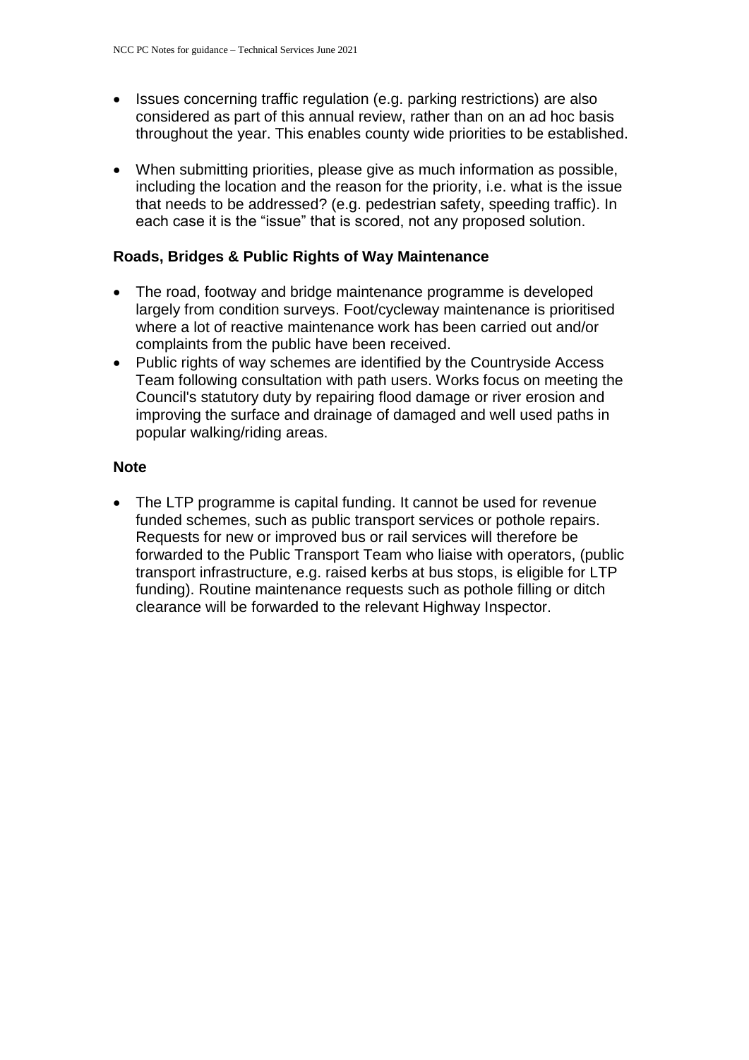- Issues concerning traffic regulation (e.g. parking restrictions) are also considered as part of this annual review, rather than on an ad hoc basis throughout the year. This enables county wide priorities to be established.

- When submitting priorities, please give as much information as possible, including the location and the reason for the priority, i.e. what is the issue that needs to be addressed? (e.g. pedestrian safety, speeding traffic). In each case it is the "issue" that is scored, not any proposed solution.

### Roads, Bridges & Public Rights of Way Maintenance

- The road, footway and bridge maintenance programme is developed largely from condition surveys. Foot/cycleway maintenance is prioritised where a lot of reactive maintenance work has been carried out and/or complaints from the public have been received.
- Public rights of way schemes are identified by the Countryside Access Team following consultation with path users. Works focus on meeting the Council's statutory duty by repairing flood damage or river erosion and improving the surface and drainage of damaged and well used paths in popular walking/riding areas.

### Note

- The LTP programme is capital funding. It cannot be used for revenue funded schemes, such as public transport services or pothole repairs. Requests for new or improved bus or rail services will therefore be forwarded to the Public Transport Team who liaise with operators, (public transport infrastructure, e.g. raised kerbs at bus stops, is eligible for LTP funding). Routine maintenance requests such as pothole filling or ditch clearance will be forwarded to the relevant Highway Inspector.